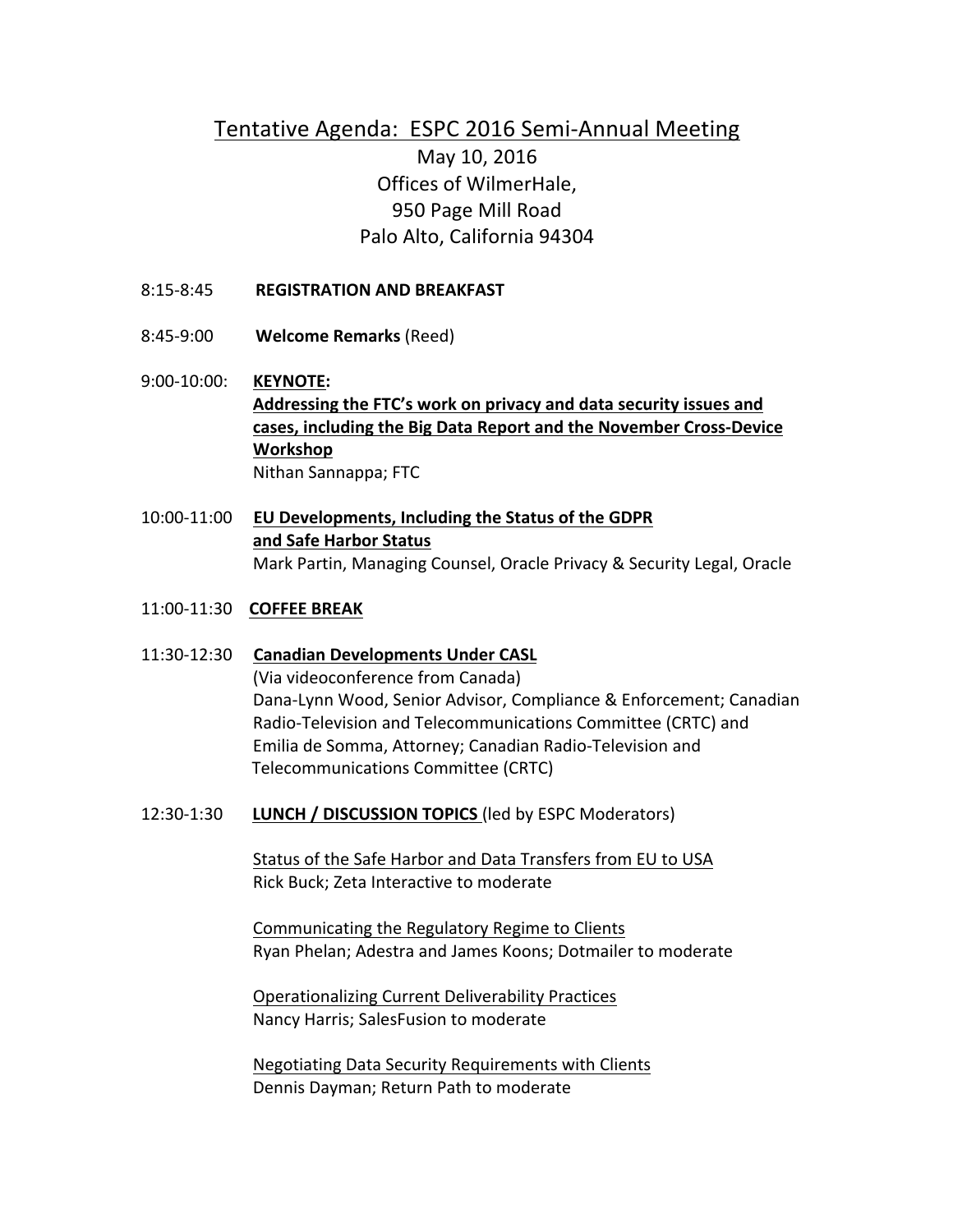# Tentative Agenda: ESPC 2016 Semi-Annual Meeting

May 10, 2016
Offices of WilmerHale,
950 Page Mill Road
Palo Alto, California 94304

8:15-8:45 **REGISTRATION AND BREAKFAST**

8:45-9:00 **Welcome Remarks** (Reed)

9:00-10:00: **KEYNOTE:**
**Addressing the FTC's work on privacy and data security issues and cases, including the Big Data Report and the November Cross-Device Workshop**
Nithan Sannappa; FTC

10:00-11:00 **EU Developments, Including the Status of the GDPR and Safe Harbor Status**
Mark Partin, Managing Counsel, Oracle Privacy & Security Legal, Oracle

11:00-11:30 **COFFEE BREAK**

11:30-12:30 **Canadian Developments Under CASL**
(Via videoconference from Canada)
Dana-Lynn Wood, Senior Advisor, Compliance & Enforcement; Canadian Radio-Television and Telecommunications Committee (CRTC) and
Emilia de Somma, Attorney; Canadian Radio-Television and Telecommunications Committee (CRTC)

12:30-1:30 **LUNCH / DISCUSSION TOPICS** (led by ESPC Moderators)

Status of the Safe Harbor and Data Transfers from EU to USA
Rick Buck; Zeta Interactive to moderate

Communicating the Regulatory Regime to Clients
Ryan Phelan; Adestra and James Koons; Dotmailer to moderate

Operationalizing Current Deliverability Practices
Nancy Harris; SalesFusion to moderate

Negotiating Data Security Requirements with Clients
Dennis Dayman; Return Path to moderate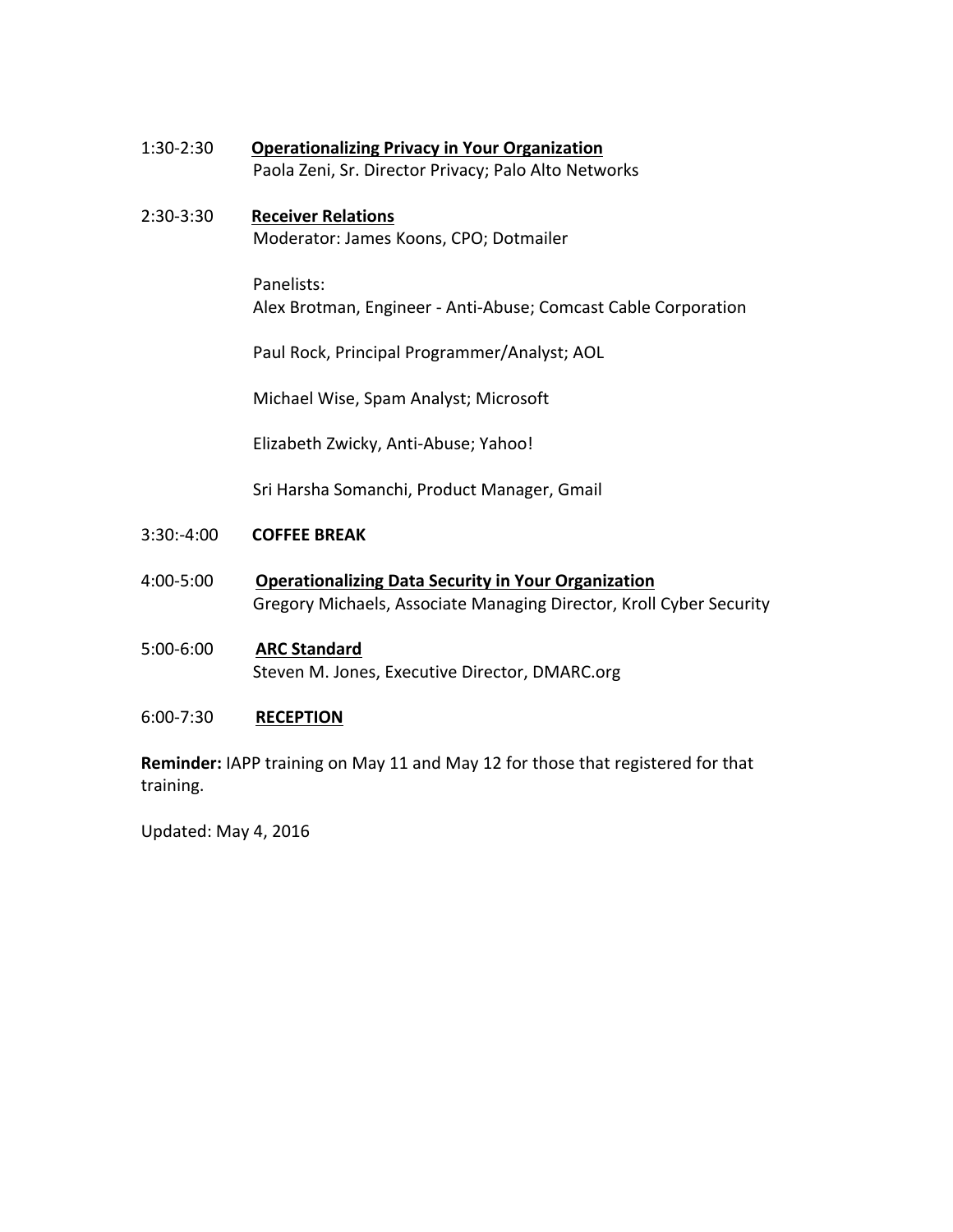1:30-2:30 **Operationalizing Privacy in Your Organization**
Paola Zeni, Sr. Director Privacy; Palo Alto Networks

2:30-3:30 **Receiver Relations**
Moderator: James Koons, CPO; Dotmailer

Panelists:
Alex Brotman, Engineer - Anti-Abuse; Comcast Cable Corporation

Paul Rock, Principal Programmer/Analyst; AOL

Michael Wise, Spam Analyst; Microsoft

Elizabeth Zwicky, Anti-Abuse; Yahoo!

Sri Harsha Somanchi, Product Manager, Gmail

3:30:-4:00 **COFFEE BREAK**

4:00-5:00 **Operationalizing Data Security in Your Organization**
Gregory Michaels, Associate Managing Director, Kroll Cyber Security

5:00-6:00 **ARC Standard**
Steven M. Jones, Executive Director, DMARC.org

6:00-7:30 **RECEPTION**

**Reminder:** IAPP training on May 11 and May 12 for those that registered for that training.

Updated: May 4, 2016